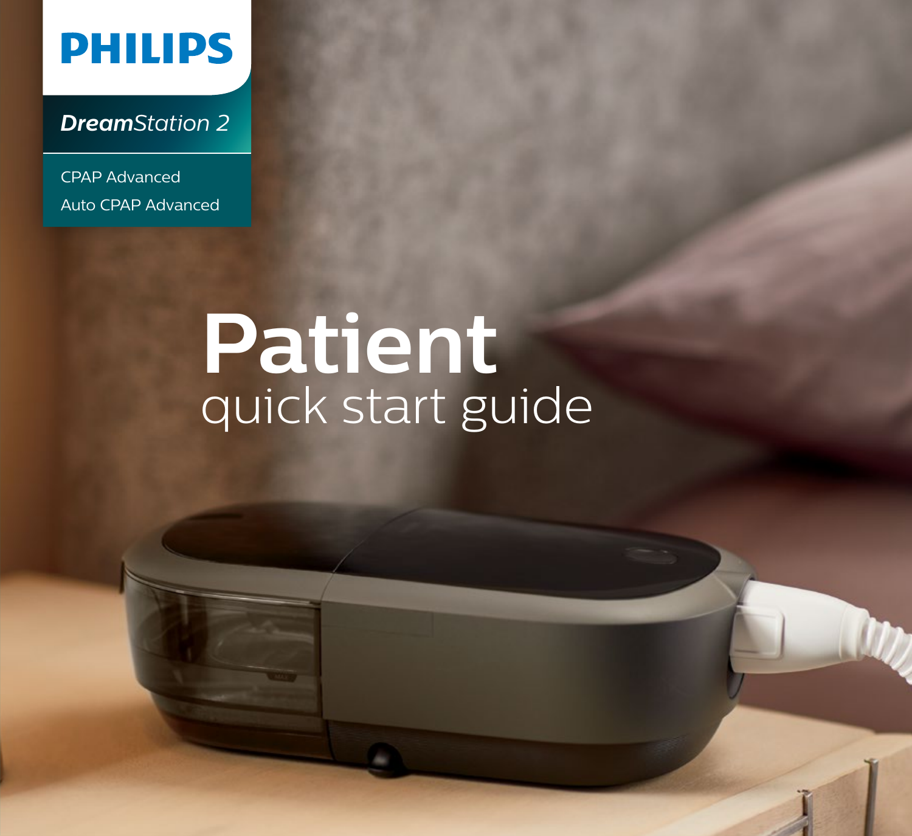PHILIPS

***Dream**Station 2*

CPAP Advanced

Auto CPAP Advanced

# Patient

## quick start guide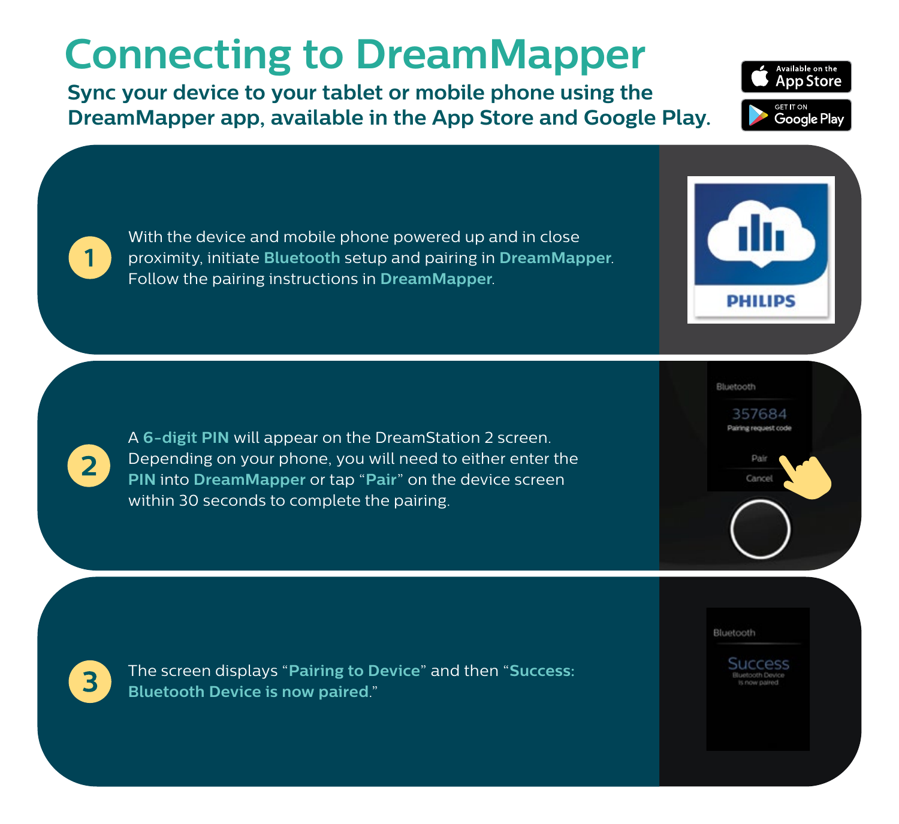# Connecting to DreamMapper

**Sync your device to your tablet or mobile phone using the DreamMapper app, available in the App Store and Google Play.**

1. With the device and mobile phone powered up and in close proximity, initiate **Bluetooth** setup and pairing in **DreamMapper**. Follow the pairing instructions in **DreamMapper**.

2. A **6-digit PIN** will appear on the DreamStation 2 screen. Depending on your phone, you will need to either enter the **PIN** into **DreamMapper** or tap "**Pair**" on the device screen within 30 seconds to complete the pairing.

3. The screen displays "**Pairing to Device**" and then "**Success: Bluetooth Device is now paired**."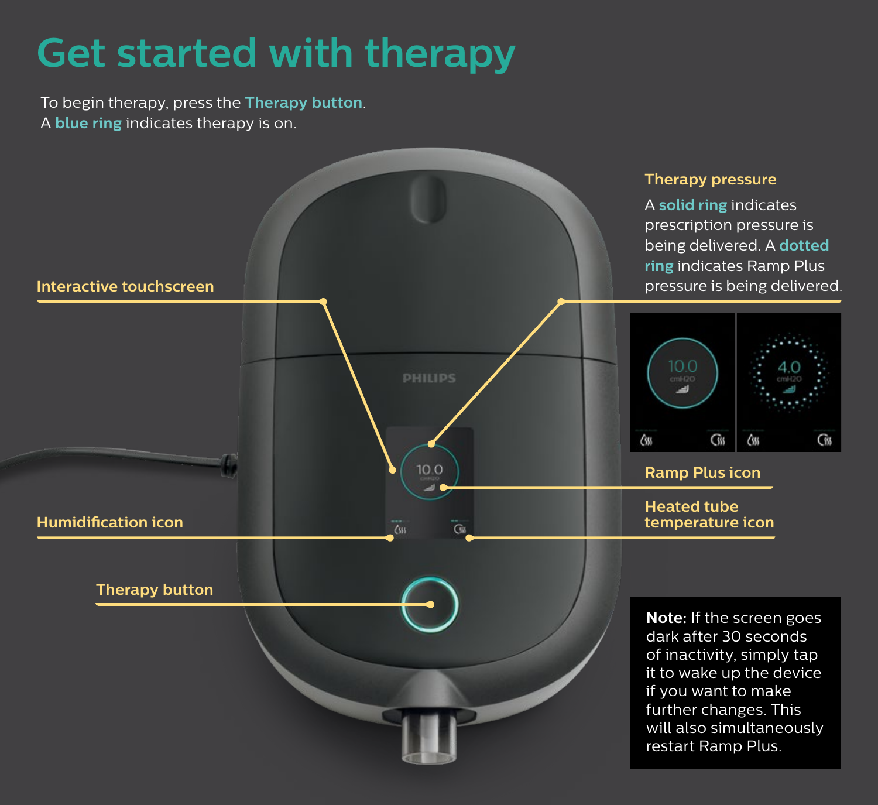# Get started with therapy

To begin therapy, press the **Therapy button**.
A **blue ring** indicates therapy is on.

**Interactive touchscreen**

**Therapy pressure**

A **solid ring** indicates prescription pressure is being delivered. A **dotted ring** indicates Ramp Plus pressure is being delivered.

**Ramp Plus icon**

**Heated tube temperature icon**

**Humidification icon**

**Therapy button**

**Note:** If the screen goes dark after 30 seconds of inactivity, simply tap it to wake up the device if you want to make further changes. This will also simultaneously restart Ramp Plus.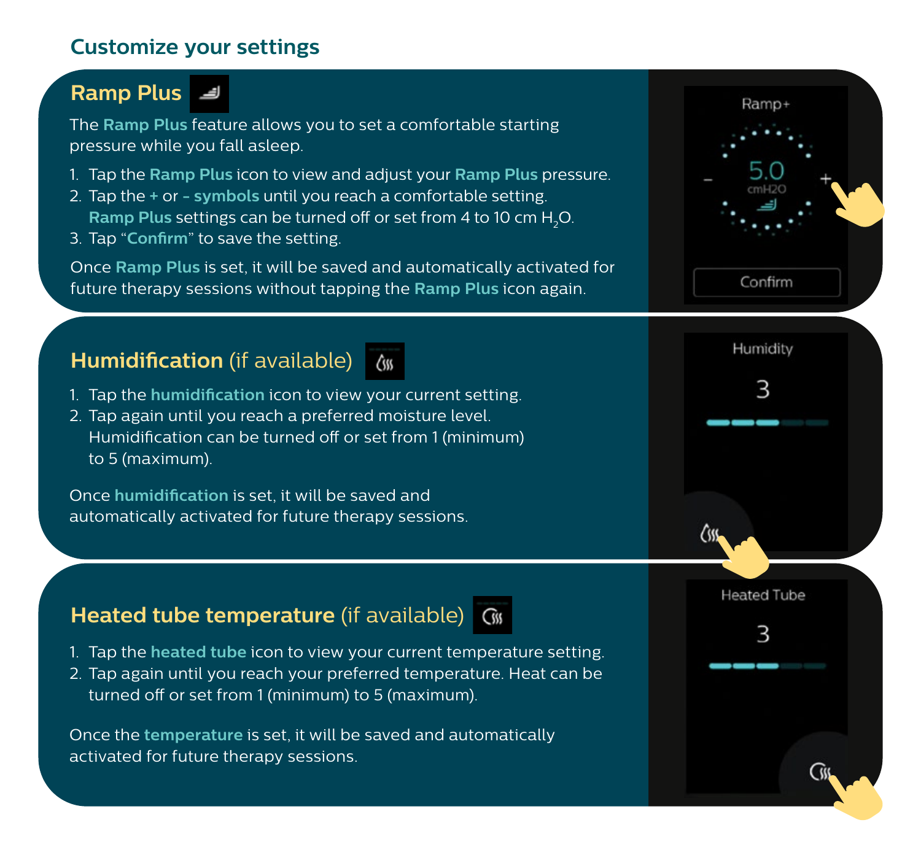## Customize your settings

### Ramp Plus

The **Ramp Plus** feature allows you to set a comfortable starting pressure while you fall asleep.

1. Tap the **Ramp Plus** icon to view and adjust your **Ramp Plus** pressure.
2. Tap the **+** or **- symbols** until you reach a comfortable setting. **Ramp Plus** settings can be turned off or set from 4 to 10 cm $H_2O$.
3. Tap "**Confirm**" to save the setting.

Once **Ramp Plus** is set, it will be saved and automatically activated for future therapy sessions without tapping the **Ramp Plus** icon again.

Ramp+

5.0
cmH2O

Confirm

### Humidification (if available)

1. Tap the **humidification** icon to view your current setting.
2. Tap again until you reach a preferred moisture level. Humidification can be turned off or set from 1 (minimum) to 5 (maximum).

Once **humidification** is set, it will be saved and automatically activated for future therapy sessions.

Humidity

3

### Heated tube temperature (if available)

1. Tap the **heated tube** icon to view your current temperature setting.
2. Tap again until you reach your preferred temperature. Heat can be turned off or set from 1 (minimum) to 5 (maximum).

Once the **temperature** is set, it will be saved and automatically activated for future therapy sessions.

Heated Tube

3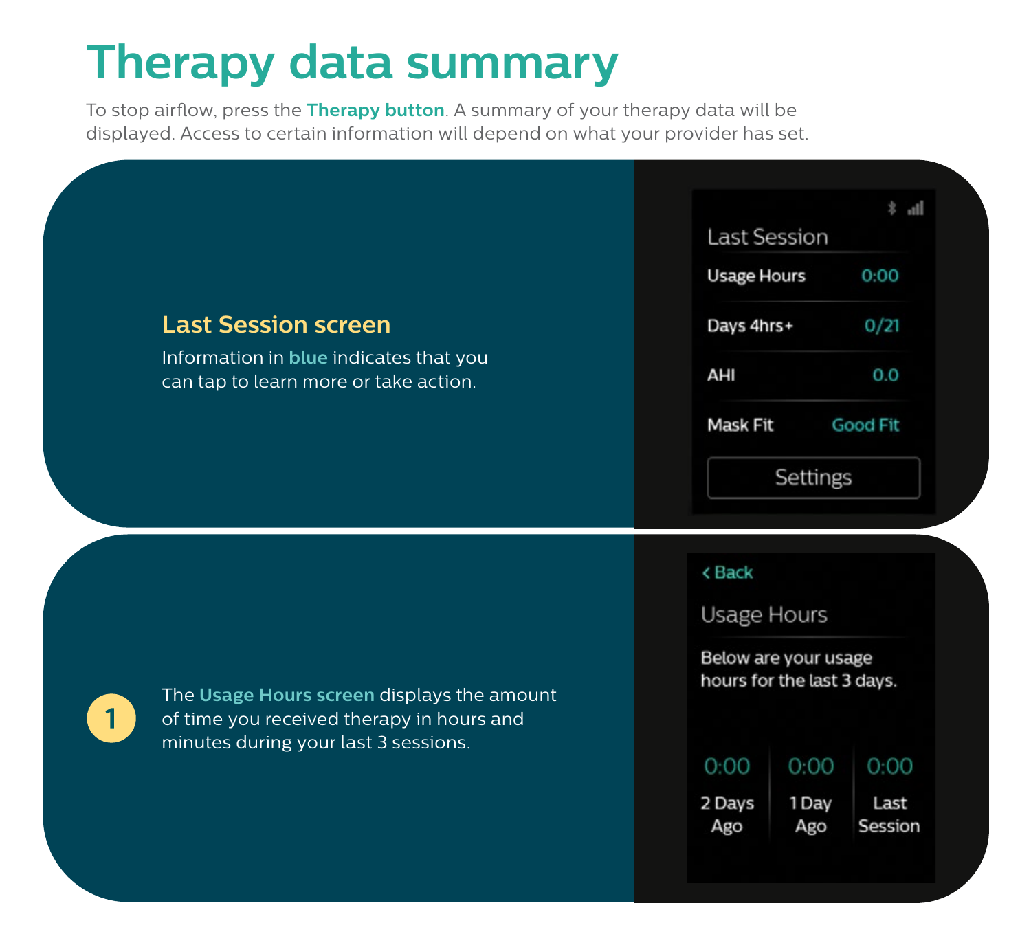# Therapy data summary

To stop airflow, press the **Therapy button**. A summary of your therapy data will be displayed. Access to certain information will depend on what your provider has set.

### Last Session screen

Information in **blue** indicates that you can tap to learn more or take action.

Last Session

| Usage Hours | 0:00 |
| --- | --- |
| Days 4hrs+ | 0/21 |
| AHI | 0.0 |
| Mask Fit | Good Fit |

Settings

**1** The **Usage Hours screen** displays the amount of time you received therapy in hours and minutes during your last 3 sessions.

< Back

Usage Hours

Below are your usage hours for the last 3 days.

| 0:00 | 0:00 | 0:00 |
| --- | --- | --- |
| 2 Days Ago | 1 Day Ago | Last Session |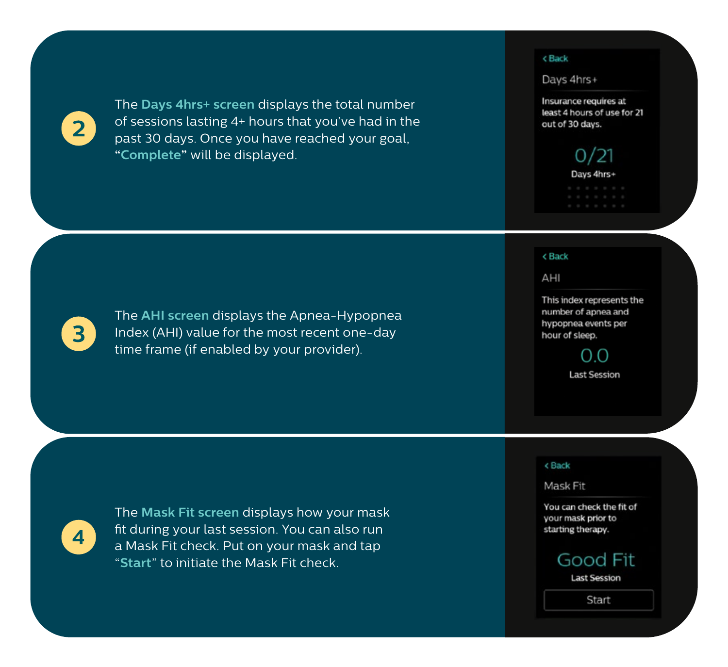2. The **Days 4hrs+ screen** displays the total number of sessions lasting 4+ hours that you've had in the past 30 days. Once you have reached your goal, "**Complete**" will be displayed.

‹ Back

Days 4hrs+

Insurance requires at least 4 hours of use for 21 out of 30 days.

0/21

Days 4hrs+

3. The **AHI screen** displays the Apnea-Hypopnea Index (AHI) value for the most recent one-day time frame (if enabled by your provider).

‹ Back

AHI

This index represents the number of apnea and hypopnea events per hour of sleep.

0.0

Last Session

4. The **Mask Fit screen** displays how your mask fit during your last session. You can also run a Mask Fit check. Put on your mask and tap "**Start**" to initiate the Mask Fit check.

‹ Back

Mask Fit

You can check the fit of your mask prior to starting therapy.

Good Fit

Last Session

Start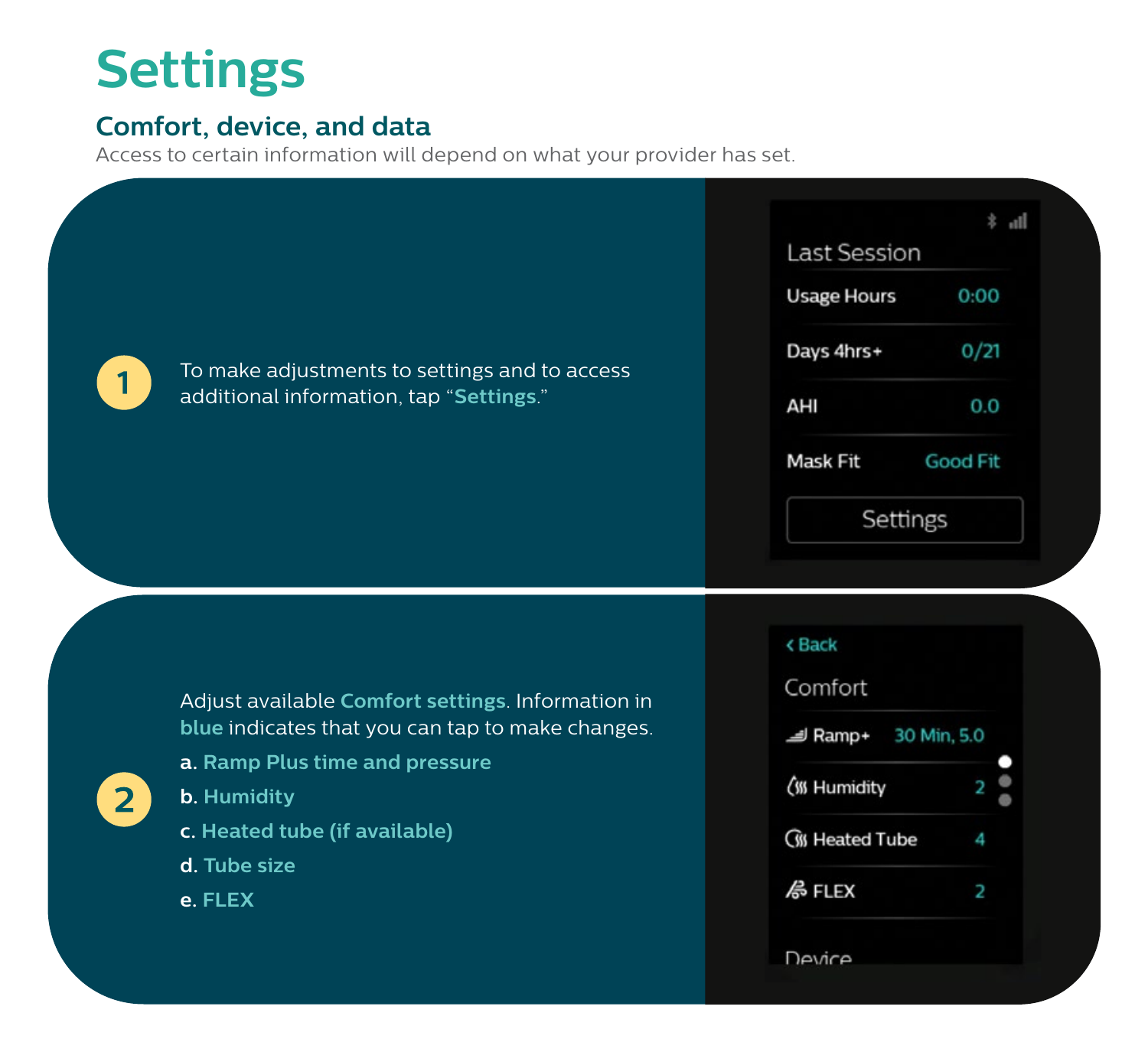# Settings

## Comfort, device, and data

Access to certain information will depend on what your provider has set.

**1** To make adjustments to settings and to access additional information, tap "**Settings**."

Last Session

| | |
|---|---|
| Usage Hours | 0:00 |
| Days 4hrs+ | 0/21 |
| AHI | 0.0 |
| Mask Fit | Good Fit |

Settings

**2** Adjust available **Comfort settings**. Information in **blue** indicates that you can tap to make changes.

a. **Ramp Plus time and pressure**

b. **Humidity**

c. **Heated tube (if available)**

d. **Tube size**

e. **FLEX**

< Back

Comfort

| | |
|---|---|
| Ramp+ | 30 Min, 5.0 |
| Humidity | 2 |
| Heated Tube | 4 |
| FLEX | 2 |

Device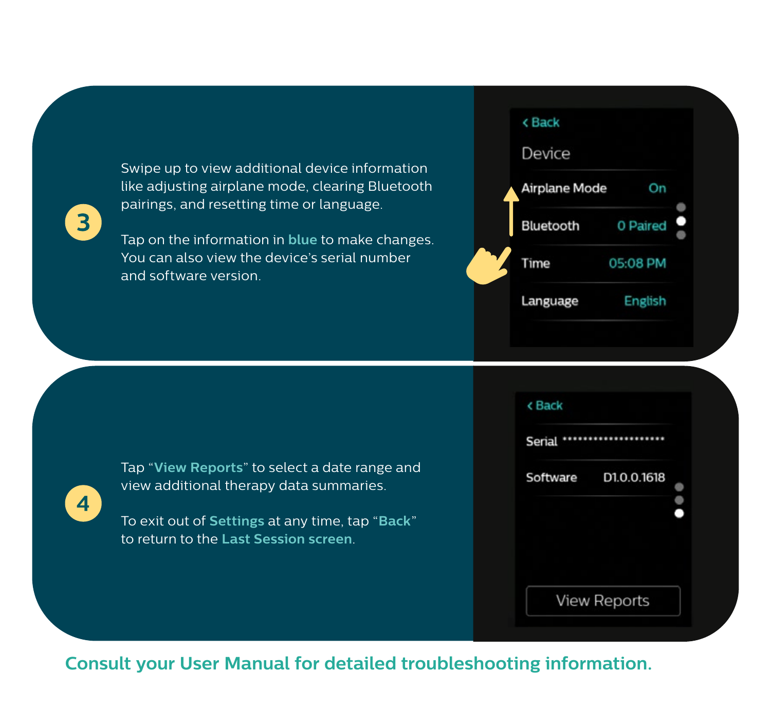**3**

Swipe up to view additional device information like adjusting airplane mode, clearing Bluetooth pairings, and resetting time or language.

Tap on the information in **blue** to make changes. You can also view the device's serial number and software version.

‹ Back

Device

| | |
|---|---|
| Airplane Mode | On |
| Bluetooth | 0 Paired |
| Time | 05:08 PM |
| Language | English |

**4**

Tap "**View Reports**" to select a date range and view additional therapy data summaries.

To exit out of **Settings** at any time, tap "**Back**" to return to the **Last Session screen**.

‹ Back

| | |
|---|---|
| Serial | ******************** |
| Software | D1.0.0.1618 |

View Reports

**Consult your User Manual for detailed troubleshooting information.**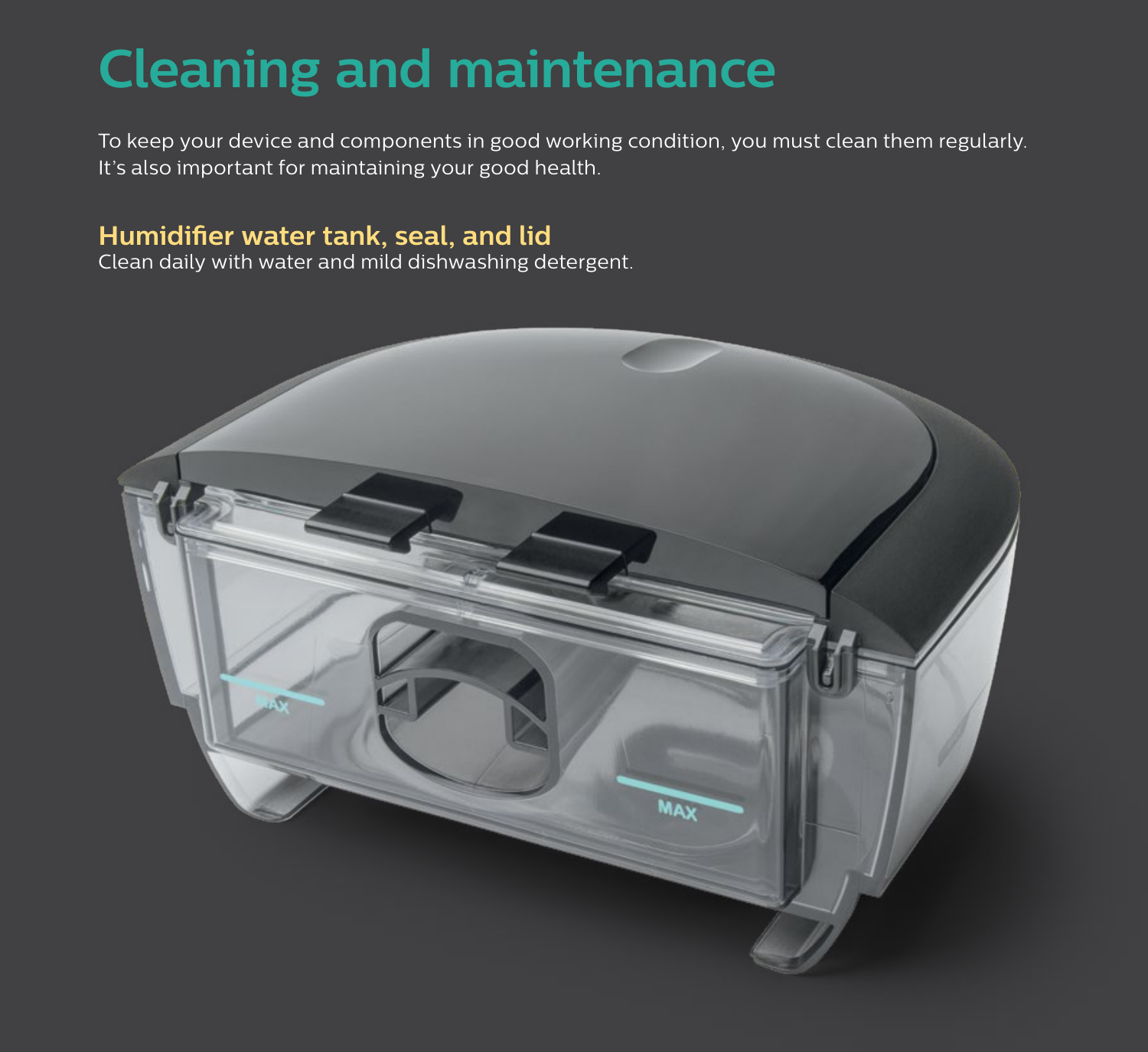# Cleaning and maintenance

To keep your device and components in good working condition, you must clean them regularly. It's also important for maintaining your good health.

## Humidifier water tank, seal, and lid

Clean daily with water and mild dishwashing detergent.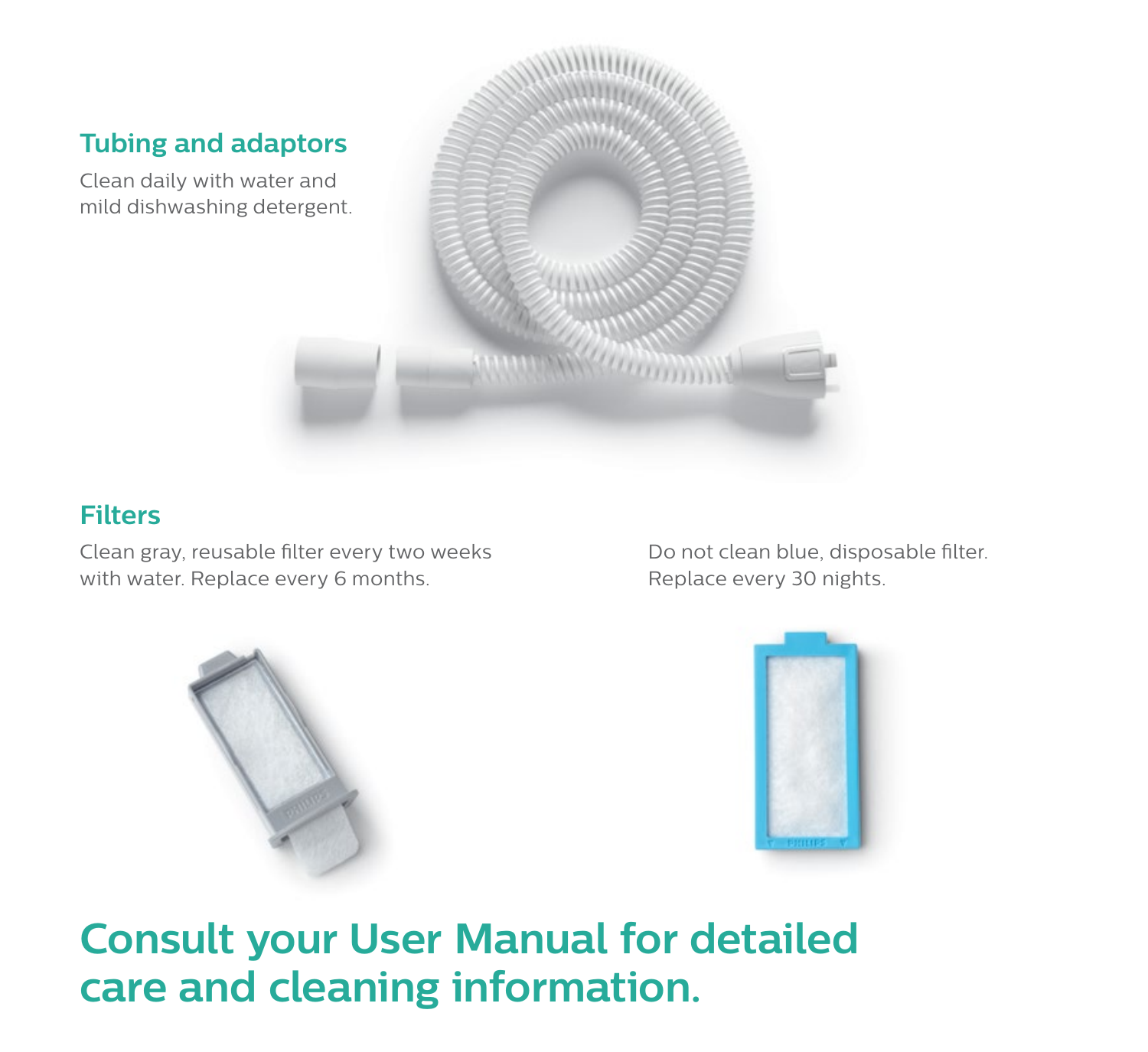## Tubing and adaptors

Clean daily with water and mild dishwashing detergent.

## Filters

Clean gray, reusable filter every two weeks with water. Replace every 6 months.

Do not clean blue, disposable filter. Replace every 30 nights.

# Consult your User Manual for detailed care and cleaning information.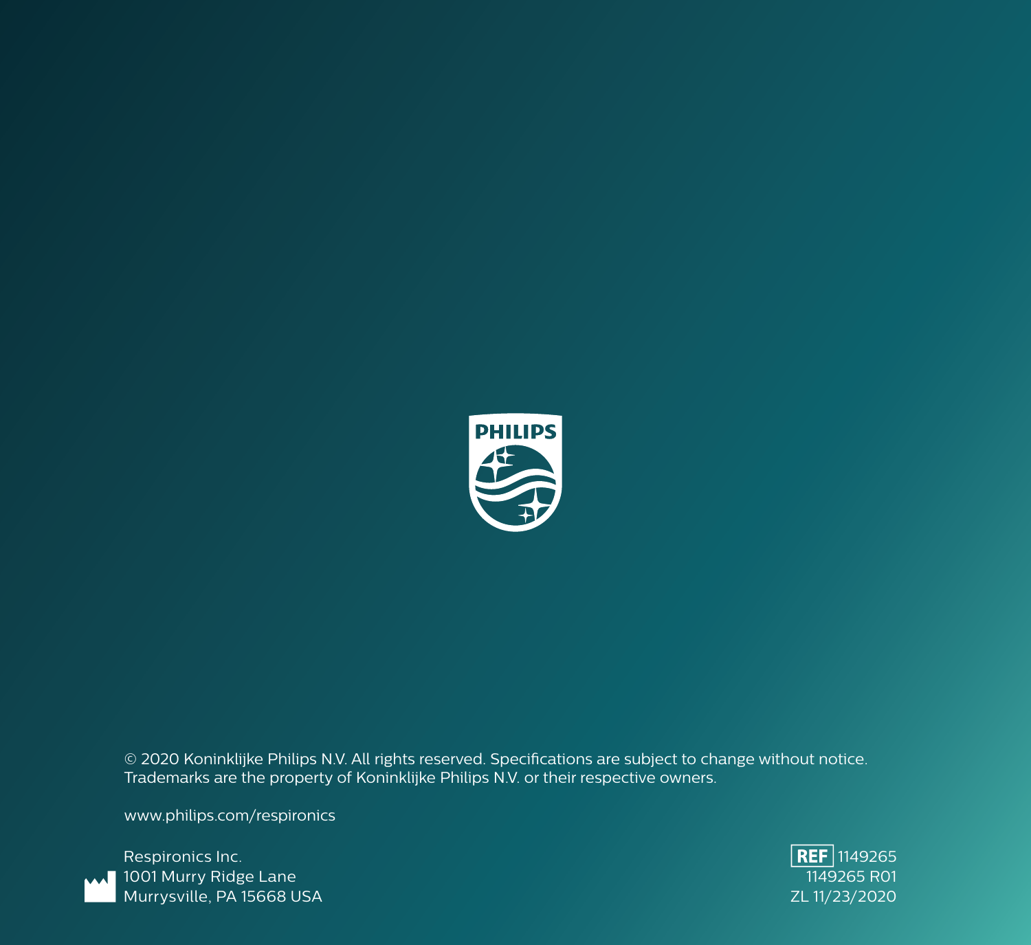PHILIPS

© 2020 Koninklijke Philips N.V. All rights reserved. Specifications are subject to change without notice.
Trademarks are the property of Koninklijke Philips N.V. or their respective owners.

www.philips.com/respironics

Respironics Inc.
1001 Murry Ridge Lane
Murrysville, PA 15668 USA

REF 1149265
1149265 R01
ZL 11/23/2020